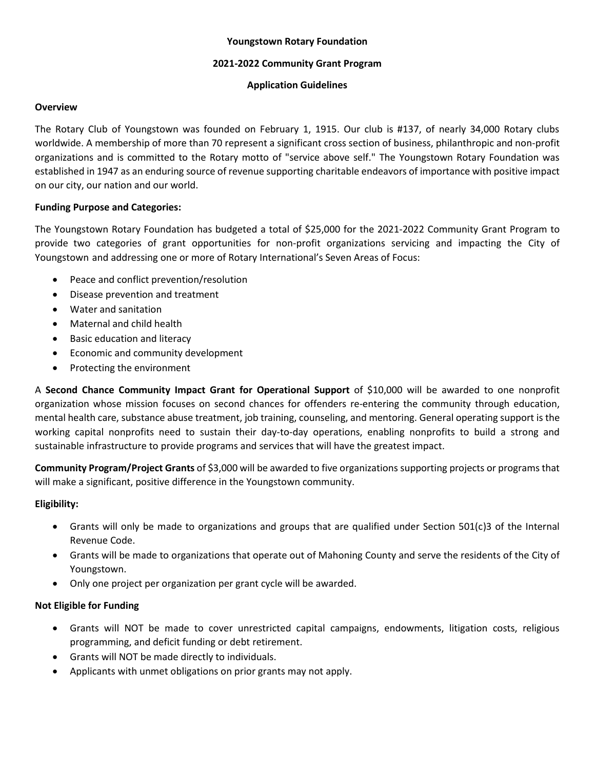# Youngstown Rotary Foundation

## 2021-2022 Community Grant Program

## Application Guidelines

**Overview**

The Rotary Club of Youngstown was founded on February 1, 1915. Our club is #137, of nearly 34,000 Rotary clubs worldwide. A membership of more than 70 represent a significant cross section of business, philanthropic and non-profit organizations and is committed to the Rotary motto of "service above self." The Youngstown Rotary Foundation was established in 1947 as an enduring source of revenue supporting charitable endeavors of importance with positive impact on our city, our nation and our world.

**Funding Purpose and Categories:**

The Youngstown Rotary Foundation has budgeted a total of $25,000 for the 2021-2022 Community Grant Program to provide two categories of grant opportunities for non-profit organizations servicing and impacting the City of Youngstown and addressing one or more of Rotary International's Seven Areas of Focus:

- Peace and conflict prevention/resolution
- Disease prevention and treatment
- Water and sanitation
- Maternal and child health
- Basic education and literacy
- Economic and community development
- Protecting the environment

A **Second Chance Community Impact Grant for Operational Support** of $10,000 will be awarded to one nonprofit organization whose mission focuses on second chances for offenders re-entering the community through education, mental health care, substance abuse treatment, job training, counseling, and mentoring. General operating support is the working capital nonprofits need to sustain their day-to-day operations, enabling nonprofits to build a strong and sustainable infrastructure to provide programs and services that will have the greatest impact.

**Community Program/Project Grants** of $3,000 will be awarded to five organizations supporting projects or programs that will make a significant, positive difference in the Youngstown community.

**Eligibility:**

- Grants will only be made to organizations and groups that are qualified under Section 501(c)3 of the Internal Revenue Code.
- Grants will be made to organizations that operate out of Mahoning County and serve the residents of the City of Youngstown.
- Only one project per organization per grant cycle will be awarded.

**Not Eligible for Funding**

- Grants will NOT be made to cover unrestricted capital campaigns, endowments, litigation costs, religious programming, and deficit funding or debt retirement.
- Grants will NOT be made directly to individuals.
- Applicants with unmet obligations on prior grants may not apply.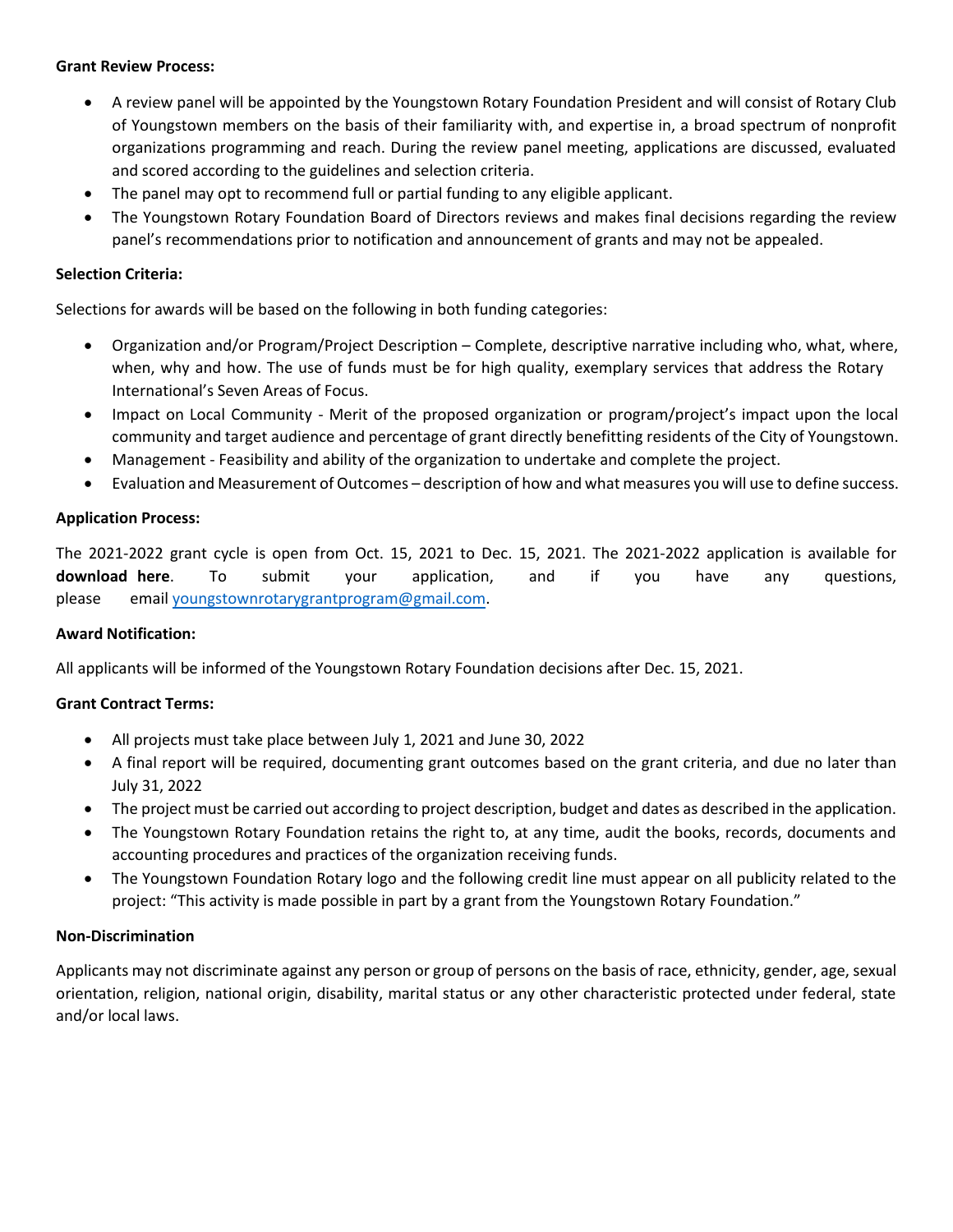**Grant Review Process:**

- A review panel will be appointed by the Youngstown Rotary Foundation President and will consist of Rotary Club of Youngstown members on the basis of their familiarity with, and expertise in, a broad spectrum of nonprofit organizations programming and reach. During the review panel meeting, applications are discussed, evaluated and scored according to the guidelines and selection criteria.
- The panel may opt to recommend full or partial funding to any eligible applicant.
- The Youngstown Rotary Foundation Board of Directors reviews and makes final decisions regarding the review panel's recommendations prior to notification and announcement of grants and may not be appealed.

**Selection Criteria:**

Selections for awards will be based on the following in both funding categories:

- Organization and/or Program/Project Description – Complete, descriptive narrative including who, what, where, when, why and how. The use of funds must be for high quality, exemplary services that address the Rotary International's Seven Areas of Focus.
- Impact on Local Community - Merit of the proposed organization or program/project's impact upon the local community and target audience and percentage of grant directly benefitting residents of the City of Youngstown.
- Management - Feasibility and ability of the organization to undertake and complete the project.
- Evaluation and Measurement of Outcomes – description of how and what measures you will use to define success.

**Application Process:**

The 2021-2022 grant cycle is open from Oct. 15, 2021 to Dec. 15, 2021. The 2021-2022 application is available for **download here**. To submit your application, and if you have any questions, please email youngstownrotarygrantprogram@gmail.com.

**Award Notification:**

All applicants will be informed of the Youngstown Rotary Foundation decisions after Dec. 15, 2021.

**Grant Contract Terms:**

- All projects must take place between July 1, 2021 and June 30, 2022
- A final report will be required, documenting grant outcomes based on the grant criteria, and due no later than July 31, 2022
- The project must be carried out according to project description, budget and dates as described in the application.
- The Youngstown Rotary Foundation retains the right to, at any time, audit the books, records, documents and accounting procedures and practices of the organization receiving funds.
- The Youngstown Foundation Rotary logo and the following credit line must appear on all publicity related to the project: "This activity is made possible in part by a grant from the Youngstown Rotary Foundation."

**Non-Discrimination**

Applicants may not discriminate against any person or group of persons on the basis of race, ethnicity, gender, age, sexual orientation, religion, national origin, disability, marital status or any other characteristic protected under federal, state and/or local laws.